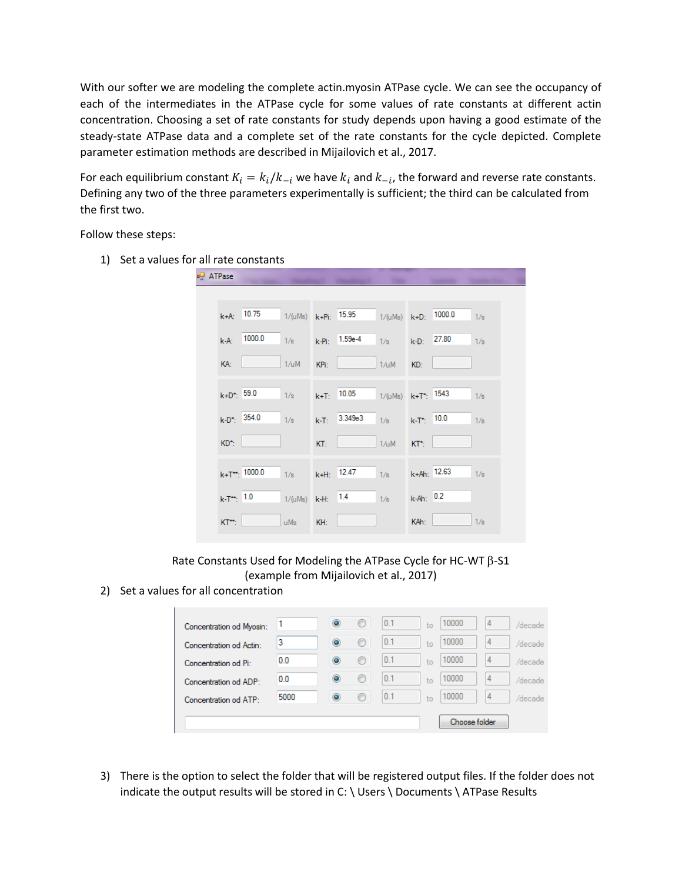With our softer we are modeling the complete actin.myosin ATPase cycle. We can see the occupancy of each of the intermediates in the ATPase cycle for some values of rate constants at different actin concentration. Choosing a set of rate constants for study depends upon having a good estimate of the steady-state ATPase data and a complete set of the rate constants for the cycle depicted. Complete parameter estimation methods are described in Mijailovich et al., 2017.

For each equilibrium constant $K_i = k_i/k_{-i}$ we have $k_i$ and $k_{-i}$, the forward and reverse rate constants. Defining any two of the three parameters experimentally is sufficient; the third can be calculated from the first two.

Follow these steps:

1) Set a values for all rate constants

ATPase

| Parameter | Value | Unit | Parameter | Value | Unit | Parameter | Value | Unit |
|---|---|---|---|---|---|---|---|---|
| k+A: | 10.75 | 1/(uMs) | k+Pi: | 15.95 | 1/(uMs) | k+D: | 1000.0 | 1/s |
| k-A: | 1000.0 | 1/s | k-Pi: | 1.59e-4 | 1/s | k-D: | 27.80 | 1/s |
| KA: | | 1/uM | KPi: | | 1/uM | KD: | | |
| k+D*: | 59.0 | 1/s | k+T: | 10.05 | 1/(uMs) | k+T*: | 1543 | 1/s |
| k-D*: | 354.0 | 1/s | k-T: | 3.349e3 | 1/s | k-T*: | 10.0 | 1/s |
| KD*: | | | KT: | | 1/uM | KT*: | | |
| k+T**: | 1000.0 | 1/s | k+H: | 12.47 | 1/s | k+Ah: | 12.63 | 1/s |
| k-T**: | 1.0 | 1/(uMs) | k-H: | 1.4 | 1/s | k-Ah: | 0.2 | |
| KT**: | | uMs | KH: | | | KAh: | | 1/s |

Rate Constants Used for Modeling the ATPase Cycle for HC-WT β-S1
(example from Mijailovich et al., 2017)

2) Set a values for all concentration

| Concentration | Value | | | From | | To | Steps | |
|---|---|---|---|---|---|---|---|---|
| Concentration od Myosin: | 1 | ◉ | ○ | 0.1 | to | 10000 | 4 | /decade |
| Concentration od Actin: | 3 | ◉ | ○ | 0.1 | to | 10000 | 4 | /decade |
| Concentration od Pi: | 0.0 | ◉ | ○ | 0.1 | to | 10000 | 4 | /decade |
| Concentration od ADP: | 0.0 | ◉ | ○ | 0.1 | to | 10000 | 4 | /decade |
| Concentration od ATP: | 5000 | ◉ | ○ | 0.1 | to | 10000 | 4 | /decade |

Choose folder

3) There is the option to select the folder that will be registered output files. If the folder does not indicate the output results will be stored in C: \ Users \ Documents \ ATPase Results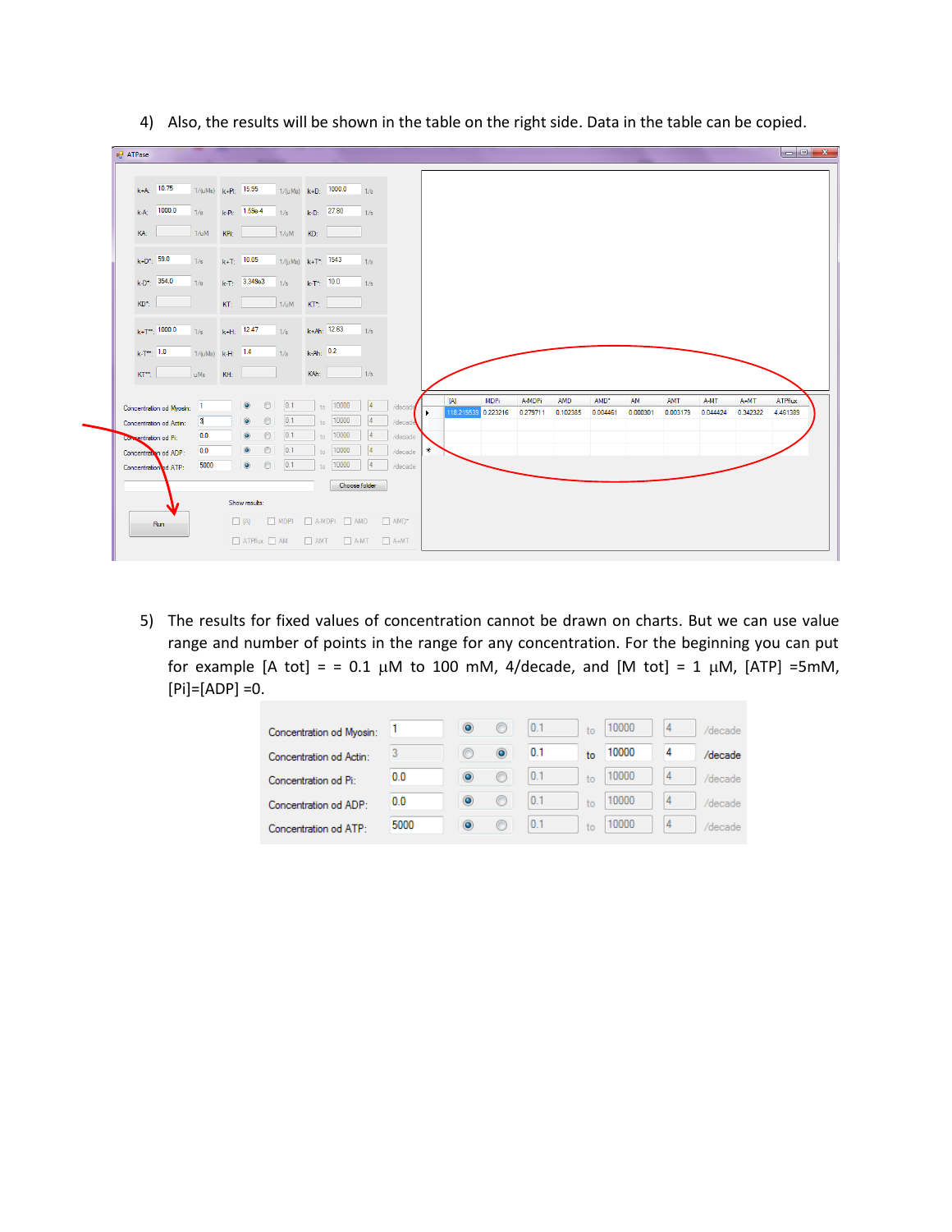4) Also, the results will be shown in the table on the right side. Data in the table can be copied.

5) The results for fixed values of concentration cannot be drawn on charts. But we can use value range and number of points in the range for any concentration. For the beginning you can put for example [A tot] = = 0.1 μM to 100 mM, 4/decade, and [M tot] = 1 μM, [ATP] =5mM, [Pi]=[ADP] =0.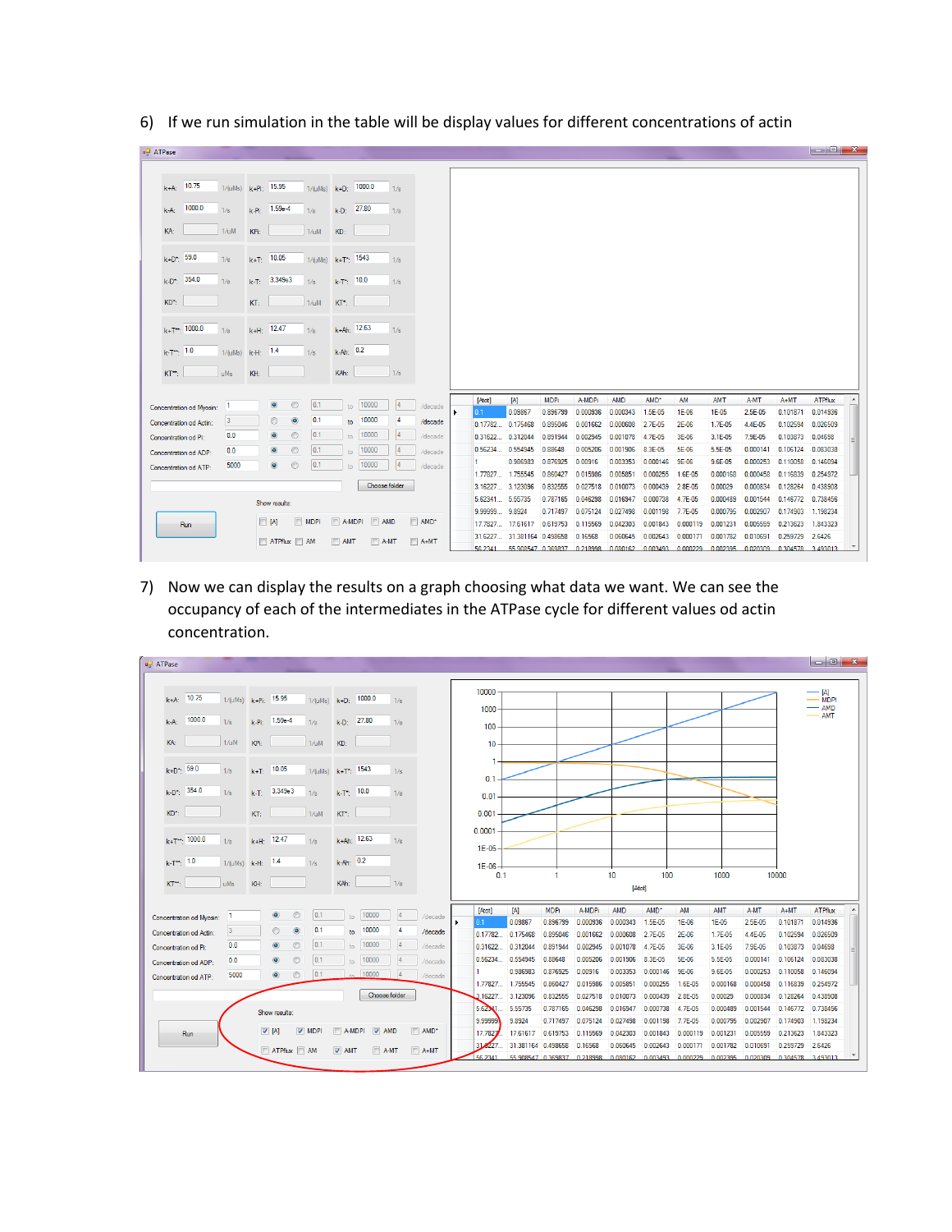6) If we run simulation in the table will be display values for different concentrations of actin

ATPase

k+A: 10.75 1/(uMs) k+Pi: 15.95 1/(uMs) k+D: 1000.0 1/s

k-A: 1000.0 1/s k-Pi: 1.59e-4 1/s k-D: 27.80 1/s

KA: 1/uM KPi: 1/uM KD:

k+D*: 59.0 1/s k+T: 10.05 1/(uMs) k+T*: 1543 1/s

k-D*: 354.0 1/s k-T: 3.349e3 1/s k-T*: 10.0 1/s

KD*: KT: 1/uM KT*:

k+T**: 1000.0 1/s k+H: 12.47 1/s k+Ah: 12.63 1/s

k-T**: 1.0 1/(uMs) k-H: 1.4 1/s k-Ah: 0.2

KT**: uMs KH: KAh: 1/s

Concentration od Myosin: 1 0.1 to 10000 4 /decade

Concentration od Actin: 3 0.1 to 10000 4 /decade

Concentration od Pi: 0.0 0.1 to 10000 4 /decade

Concentration od ADP: 0.0 0.1 to 10000 4 /decade

Concentration od ATP: 5000 0.1 to 10000 4 /decade

Choose folder

Show results:

Run

[A] MDPi A-MDPi AMD AMD*

ATPflux AM AMT A-MT A+MT

| [Atot] | [A] | MDPi | A-MDPi | AMD | AMD* | AM | AMT | A-MT | A+MT | ATPflux |
|---|---|---|---|---|---|---|---|---|---|---|
| 0.1 | 0.09867 | 0.896799 | 0.000936 | 0.000343 | 1.5E-05 | 1E-06 | 1E-05 | 2.5E-05 | 0.101871 | 0.014936 |
| 0.17782... | 0.175468 | 0.895046 | 0.001662 | 0.000608 | 2.7E-05 | 2E-06 | 1.7E-05 | 4.4E-05 | 0.102594 | 0.026509 |
| 0.31622... | 0.312044 | 0.891944 | 0.002945 | 0.001078 | 4.7E-05 | 3E-06 | 3.1E-05 | 7.9E-05 | 0.103873 | 0.04698 |
| 0.56234... | 0.554945 | 0.88648 | 0.005206 | 0.001906 | 8.3E-05 | 5E-06 | 5.5E-05 | 0.000141 | 0.106124 | 0.083038 |
| 1 | 0.986983 | 0.876925 | 0.00916 | 0.003353 | 0.000146 | 9E-06 | 9.6E-05 | 0.000253 | 0.110058 | 0.146094 |
| 1.77827... | 1.755545 | 0.860427 | 0.015986 | 0.005851 | 0.000255 | 1.6E-05 | 0.000168 | 0.000458 | 0.116839 | 0.254972 |
| 3.16227... | 3.123096 | 0.832555 | 0.027518 | 0.010073 | 0.000439 | 2.8E-05 | 0.00029 | 0.000834 | 0.128264 | 0.438908 |
| 5.62341... | 5.55735 | 0.787165 | 0.046298 | 0.016947 | 0.000738 | 4.7E-05 | 0.000489 | 0.001544 | 0.146772 | 0.738456 |
| 9.99999... | 9.8924 | 0.717497 | 0.075124 | 0.027498 | 0.001198 | 7.7E-05 | 0.000795 | 0.002907 | 0.174903 | 1.198234 |
| 17.7827... | 17.61617 | 0.619753 | 0.115569 | 0.042303 | 0.001843 | 0.000119 | 0.001231 | 0.005559 | 0.213623 | 1.843323 |
| 31.6227... | 31.381164 | 0.498658 | 0.16568 | 0.060645 | 0.002643 | 0.000171 | 0.001782 | 0.010691 | 0.259729 | 2.6426 |
| 56.2341 | 55.908547 | 0.369837 | 0.218998 | 0.080162 | 0.003493 | 0.000229 | 0.002395 | 0.020309 | 0.304578 | 3.493013 |

7) Now we can display the results on a graph choosing what data we want. We can see the occupancy of each of the intermediates in the ATPase cycle for different values od actin concentration.

ATPase

k+A: 10.75 1/(uMs) k+Pi: 15.95 1/(uMs) k+D: 1000.0 1/s

k-A: 1000.0 1/s k-Pi: 1.59e-4 1/s k-D: 27.80 1/s

KA: 1/uM KPi: 1/uM KD:

k+D*: 59.0 1/s k+T: 10.05 1/(uMs) k+T*: 1543 1/s

k-D*: 354.0 1/s k-T: 3.349e3 1/s k-T*: 10.0 1/s

KD*: KT: 1/uM KT*:

k+T**: 1000.0 1/s k+H: 12.47 1/s k+Ah: 12.63 1/s

k-T**: 1.0 1/(uMs) k-H: 1.4 1/s k-Ah: 0.2

KT**: uMs KH: KAh: 1/s

Concentration od Myosin: 1 0.1 to 10000 4 /decade

Concentration od Actin: 3 0.1 to 10000 4 /decade

Concentration od Pi: 0.0 0.1 to 10000 4 /decade

Concentration od ADP: 0.0 0.1 to 10000 4 /decade

Concentration od ATP: 5000 0.1 to 10000 4 /decade

Choose folder

Show results:

Run

[A] MDPi A-MDPi AMD AMD*

ATPflux AM AMT A-MT A+MT

10000
1000
100
10
1
0.1
0.01
0.001
0.0001
1E-05
1E-06
0.1 1 10 100 1000 10000
[Atot]

[A]
MDPi
AMD
AMT

| [Atot] | [A] | MDPi | A-MDPi | AMD | AMD* | AM | AMT | A-MT | A+MT | ATPflux |
|---|---|---|---|---|---|---|---|---|---|---|
| 0.1 | 0.09867 | 0.896799 | 0.000936 | 0.000343 | 1.5E-05 | 1E-06 | 1E-05 | 2.5E-05 | 0.101871 | 0.014936 |
| 0.17782... | 0.175468 | 0.895046 | 0.001662 | 0.000608 | 2.7E-05 | 2E-06 | 1.7E-05 | 4.4E-05 | 0.102594 | 0.026509 |
| 0.31622... | 0.312044 | 0.891944 | 0.002945 | 0.001078 | 4.7E-05 | 3E-06 | 3.1E-05 | 7.9E-05 | 0.103873 | 0.04698 |
| 0.56234... | 0.554945 | 0.88648 | 0.005206 | 0.001906 | 8.3E-05 | 5E-06 | 5.5E-05 | 0.000141 | 0.106124 | 0.083038 |
| 1 | 0.986983 | 0.876925 | 0.00916 | 0.003353 | 0.000146 | 9E-06 | 9.6E-05 | 0.000253 | 0.110058 | 0.146094 |
| 1.77827... | 1.755545 | 0.860427 | 0.015986 | 0.005851 | 0.000255 | 1.6E-05 | 0.000168 | 0.000458 | 0.116839 | 0.254972 |
| 3.16227... | 3.123096 | 0.832555 | 0.027518 | 0.010073 | 0.000439 | 2.8E-05 | 0.00029 | 0.000834 | 0.128264 | 0.438908 |
| 5.62341... | 5.55735 | 0.787165 | 0.046298 | 0.016947 | 0.000738 | 4.7E-05 | 0.000489 | 0.001544 | 0.146772 | 0.738456 |
| 9.99999 | 9.8924 | 0.717497 | 0.075124 | 0.027498 | 0.001198 | 7.7E-05 | 0.000795 | 0.002907 | 0.174903 | 1.198234 |
| 17.7827 | 17.61617 | 0.619753 | 0.115569 | 0.042303 | 0.001843 | 0.000119 | 0.001231 | 0.005559 | 0.213623 | 1.843323 |
| 31.6227 | 31.381164 | 0.498658 | 0.16568 | 0.060645 | 0.002643 | 0.000171 | 0.001782 | 0.010691 | 0.259729 | 2.6426 |
| 56.2341 | 55.908547 | 0.369837 | 0.218998 | 0.080162 | 0.003493 | 0.000229 | 0.002395 | 0.020309 | 0.304578 | 3.493013 |